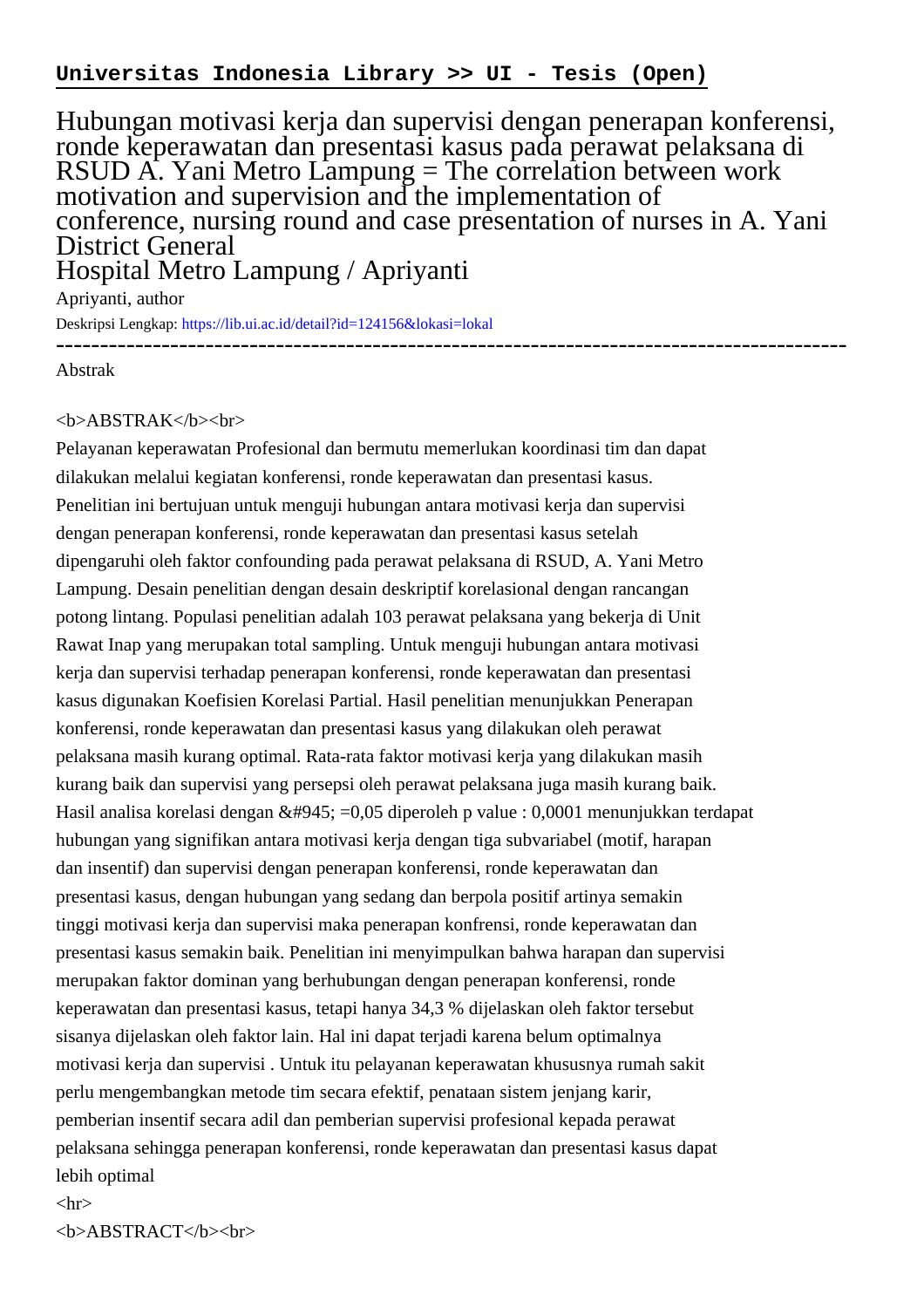**Universitas Indonesia Library >> UI - Tesis (Open)**

# Hubungan motivasi kerja dan supervisi dengan penerapan konferensi, ronde keperawatan dan presentasi kasus pada perawat pelaksana di RSUD A. Yani Metro Lampung = The correlation between work motivation and supervision and the implementation of conference, nursing round and case presentation of nurses in A. Yani District General Hospital Metro Lampung / Apriyanti

Apriyanti, author

Deskripsi Lengkap: https://lib.ui.ac.id/detail?id=124156&lokasi=lokal

------------------------------------------------------------------------------------------

Abstrak

<b>ABSTRAK</b><br>

Pelayanan keperawatan Profesional dan bermutu memerlukan koordinasi tim dan dapat dilakukan melalui kegiatan konferensi, ronde keperawatan dan presentasi kasus. Penelitian ini bertujuan untuk menguji hubungan antara motivasi kerja dan supervisi dengan penerapan konferensi, ronde keperawatan dan presentasi kasus setelah dipengaruhi oleh faktor confounding pada perawat pelaksana di RSUD, A. Yani Metro Lampung. Desain penelitian dengan desain deskriptif korelasional dengan rancangan potong lintang. Populasi penelitian adalah 103 perawat pelaksana yang bekerja di Unit Rawat Inap yang merupakan total sampling. Untuk menguji hubungan antara motivasi kerja dan supervisi terhadap penerapan konferensi, ronde keperawatan dan presentasi kasus digunakan Koefisien Korelasi Partial. Hasil penelitian menunjukkan Penerapan konferensi, ronde keperawatan dan presentasi kasus yang dilakukan oleh perawat pelaksana masih kurang optimal. Rata-rata faktor motivasi kerja yang dilakukan masih kurang baik dan supervisi yang persepsi oleh perawat pelaksana juga masih kurang baik. Hasil analisa korelasi dengan &#945; =0,05 diperoleh p value : 0,0001 menunjukkan terdapat hubungan yang signifikan antara motivasi kerja dengan tiga subvariabel (motif, harapan dan insentif) dan supervisi dengan penerapan konferensi, ronde keperawatan dan presentasi kasus, dengan hubungan yang sedang dan berpola positif artinya semakin tinggi motivasi kerja dan supervisi maka penerapan konfrensi, ronde keperawatan dan presentasi kasus semakin baik. Penelitian ini menyimpulkan bahwa harapan dan supervisi merupakan faktor dominan yang berhubungan dengan penerapan konferensi, ronde keperawatan dan presentasi kasus, tetapi hanya 34,3 % dijelaskan oleh faktor tersebut sisanya dijelaskan oleh faktor lain. Hal ini dapat terjadi karena belum optimalnya motivasi kerja dan supervisi . Untuk itu pelayanan keperawatan khususnya rumah sakit perlu mengembangkan metode tim secara efektif, penataan sistem jenjang karir, pemberian insentif secara adil dan pemberian supervisi profesional kepada perawat pelaksana sehingga penerapan konferensi, ronde keperawatan dan presentasi kasus dapat lebih optimal

<hr>

<b>ABSTRACT</b><br>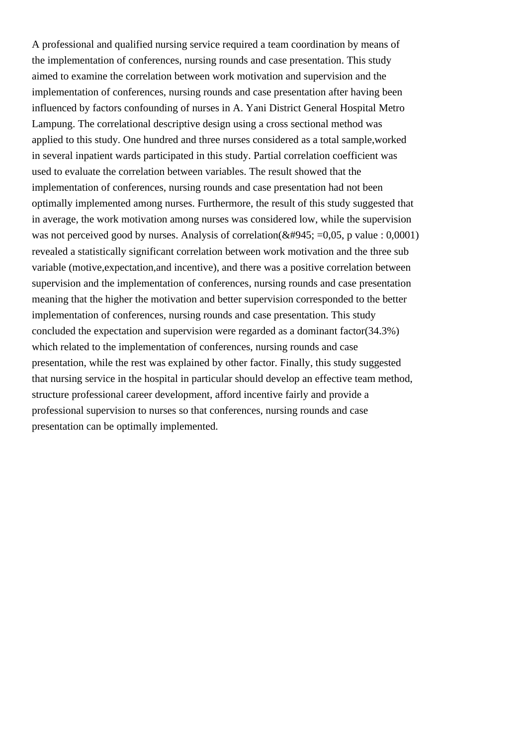A professional and qualified nursing service required a team coordination by means of the implementation of conferences, nursing rounds and case presentation. This study aimed to examine the correlation between work motivation and supervision and the implementation of conferences, nursing rounds and case presentation after having been influenced by factors confounding of nurses in A. Yani District General Hospital Metro Lampung. The correlational descriptive design using a cross sectional method was applied to this study. One hundred and three nurses considered as a total sample,worked in several inpatient wards participated in this study. Partial correlation coefficient was used to evaluate the correlation between variables. The result showed that the implementation of conferences, nursing rounds and case presentation had not been optimally implemented among nurses. Furthermore, the result of this study suggested that in average, the work motivation among nurses was considered low, while the supervision was not perceived good by nurses. Analysis of correlation(&#945; =0,05, p value : 0,0001) revealed a statistically significant correlation between work motivation and the three sub variable (motive,expectation,and incentive), and there was a positive correlation between supervision and the implementation of conferences, nursing rounds and case presentation meaning that the higher the motivation and better supervision corresponded to the better implementation of conferences, nursing rounds and case presentation. This study concluded the expectation and supervision were regarded as a dominant factor(34.3%) which related to the implementation of conferences, nursing rounds and case presentation, while the rest was explained by other factor. Finally, this study suggested that nursing service in the hospital in particular should develop an effective team method, structure professional career development, afford incentive fairly and provide a professional supervision to nurses so that conferences, nursing rounds and case presentation can be optimally implemented.